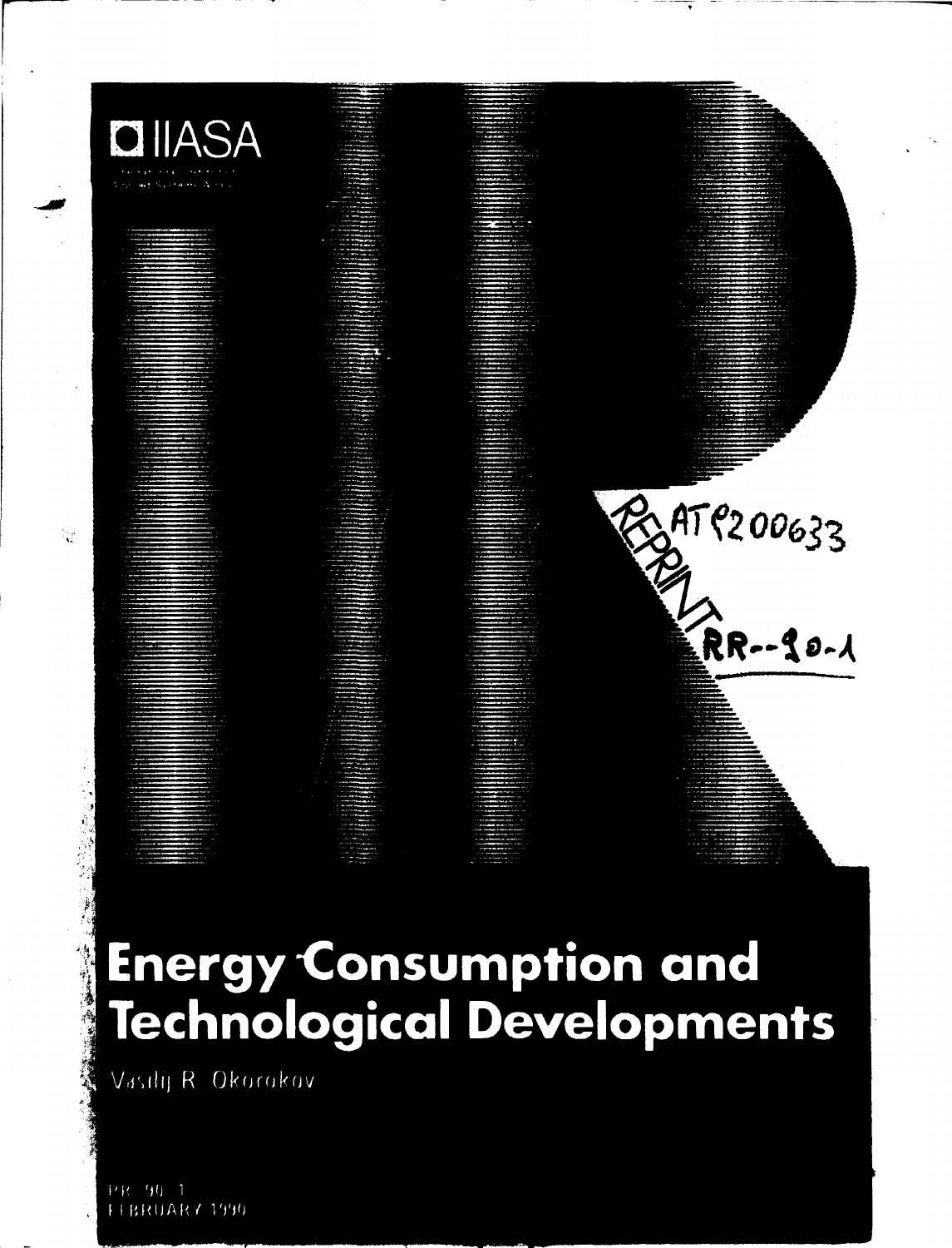IIASA

REPRINT AT9200633

RR--90-1

# Energy Consumption and Technological Developments

Vasilij R. Okorokov

RR-90-1
FEBRUARY 1990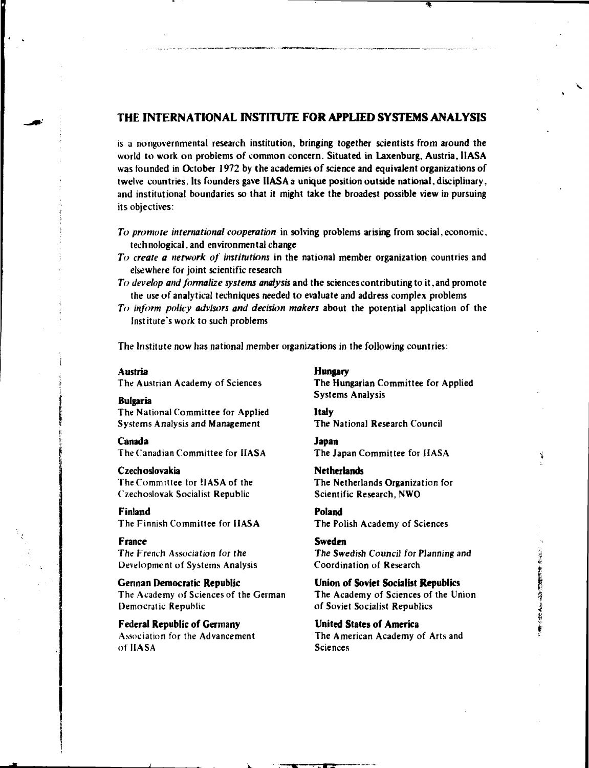## THE INTERNATIONAL INSTITUTE FOR APPLIED SYSTEMS ANALYSIS

is a nongovernmental research institution, bringing together scientists from around the world to work on problems of common concern. Situated in Laxenburg, Austria, IIASA was founded in October 1972 by the academies of science and equivalent organizations of twelve countries. Its founders gave IIASA a unique position outside national, disciplinary, and institutional boundaries so that it might take the broadest possible view in pursuing its objectives:

- *To promote international cooperation* in solving problems arising from social, economic, technological, and environmental change
- *To create a network of institutions* in the national member organization countries and elsewhere for joint scientific research
- *To develop and formalize systems analysis* and the sciences contributing to it, and promote the use of analytical techniques needed to evaluate and address complex problems
- *To inform policy advisors and decision makers* about the potential application of the Institute's work to such problems

The Institute now has national member organizations in the following countries:

**Austria**
The Austrian Academy of Sciences

**Bulgaria**
The National Committee for Applied Systems Analysis and Management

**Canada**
The Canadian Committee for IIASA

**Czechoslovakia**
The Committee for IIASA of the Czechoslovak Socialist Republic

**Finland**
The Finnish Committee for IIASA

**France**
The French Association for the Development of Systems Analysis

**German Democratic Republic**
The Academy of Sciences of the German Democratic Republic

**Federal Republic of Germany**
Association for the Advancement of IIASA

**Hungary**
The Hungarian Committee for Applied Systems Analysis

**Italy**
The National Research Council

**Japan**
The Japan Committee for IIASA

**Netherlands**
The Netherlands Organization for Scientific Research, NWO

**Poland**
The Polish Academy of Sciences

**Sweden**
The Swedish Council for Planning and Coordination of Research

**Union of Soviet Socialist Republics**
The Academy of Sciences of the Union of Soviet Socialist Republics

**United States of America**
The American Academy of Arts and Sciences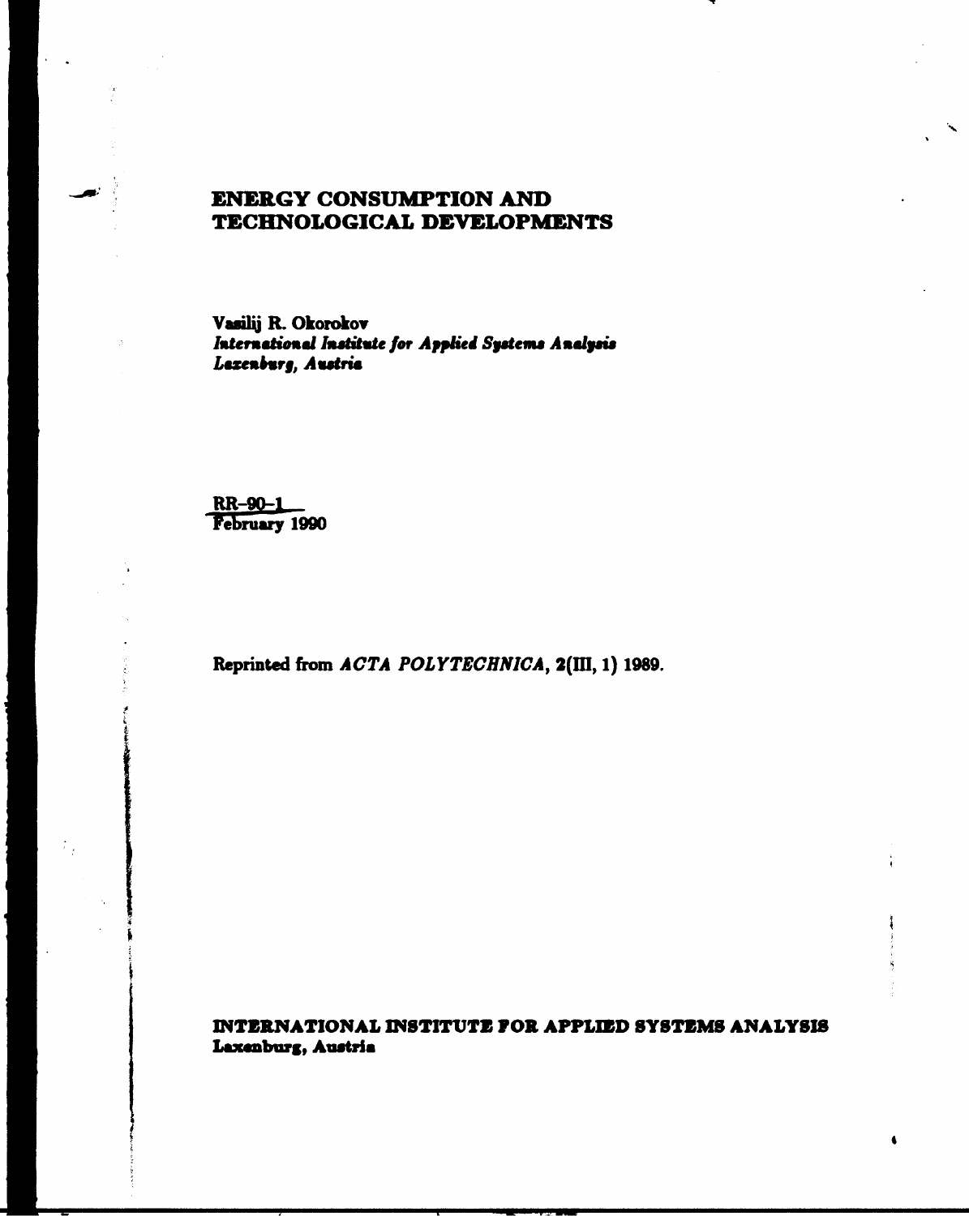# ENERGY CONSUMPTION AND TECHNOLOGICAL DEVELOPMENTS

**Vasilij R. Okorokov**
***International Institute for Applied Systems Analysis***
***Laxenburg, Austria***

**RR-90-1**
**February 1990**

Reprinted from *ACTA POLYTECHNICA*, **2**(III, 1) 1989.

**INTERNATIONAL INSTITUTE FOR APPLIED SYSTEMS ANALYSIS**
**Laxenburg, Austria**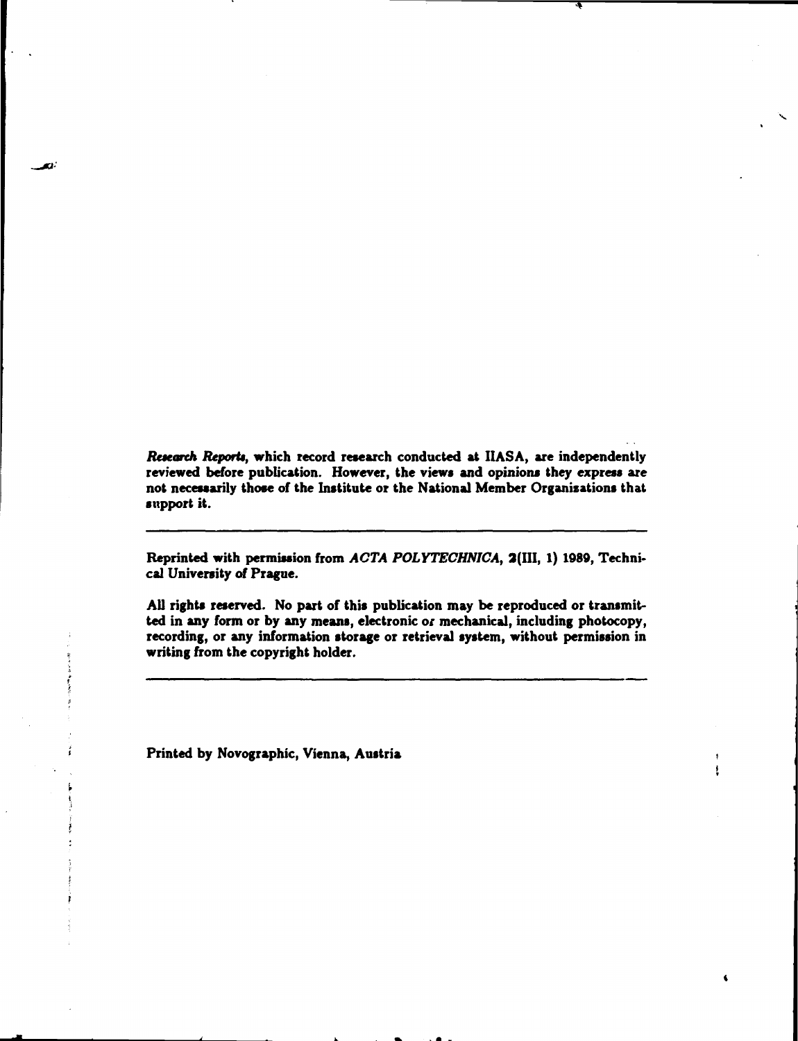*Research Reports*, which record research conducted at IIASA, are independently reviewed before publication. However, the views and opinions they express are not necessarily those of the Institute or the National Member Organizations that support it.

---

Reprinted with permission from *ACTA POLYTECHNICA*, 2(III, 1) 1989, Technical University of Prague.

All rights reserved. No part of this publication may be reproduced or transmitted in any form or by any means, electronic or mechanical, including photocopy, recording, or any information storage or retrieval system, without permission in writing from the copyright holder.

---

Printed by Novographic, Vienna, Austria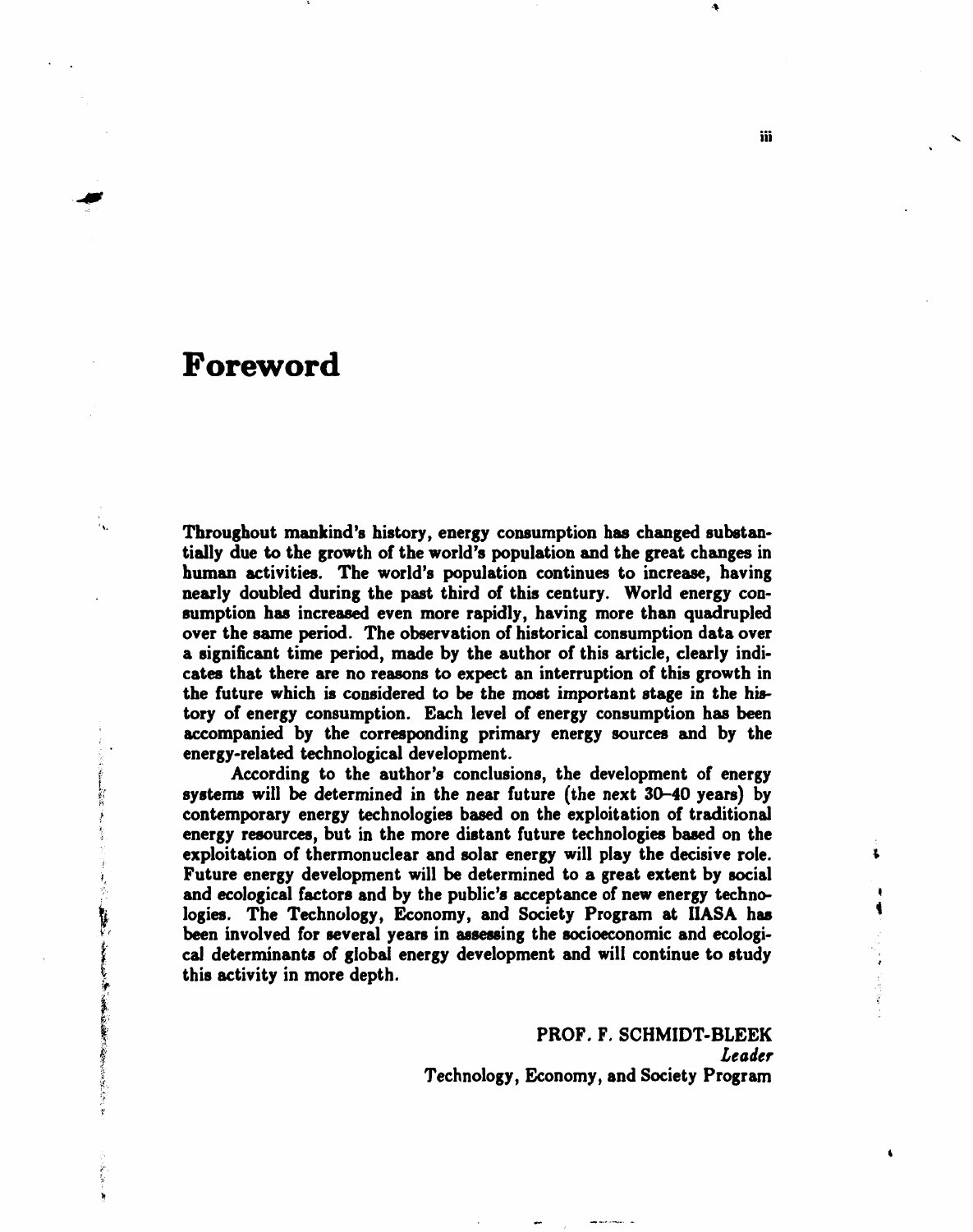# Foreword

Throughout mankind's history, energy consumption has changed substantially due to the growth of the world's population and the great changes in human activities. The world's population continues to increase, having nearly doubled during the past third of this century. World energy consumption has increased even more rapidly, having more than quadrupled over the same period. The observation of historical consumption data over a significant time period, made by the author of this article, clearly indicates that there are no reasons to expect an interruption of this growth in the future which is considered to be the most important stage in the history of energy consumption. Each level of energy consumption has been accompanied by the corresponding primary energy sources and by the energy-related technological development.

According to the author's conclusions, the development of energy systems will be determined in the near future (the next 30–40 years) by contemporary energy technologies based on the exploitation of traditional energy resources, but in the more distant future technologies based on the exploitation of thermonuclear and solar energy will play the decisive role. Future energy development will be determined to a great extent by social and ecological factors and by the public's acceptance of new energy technologies. The Technology, Economy, and Society Program at IIASA has been involved for several years in assessing the socioeconomic and ecological determinants of global energy development and will continue to study this activity in more depth.

PROF. F. SCHMIDT-BLEEK
*Leader*
Technology, Economy, and Society Program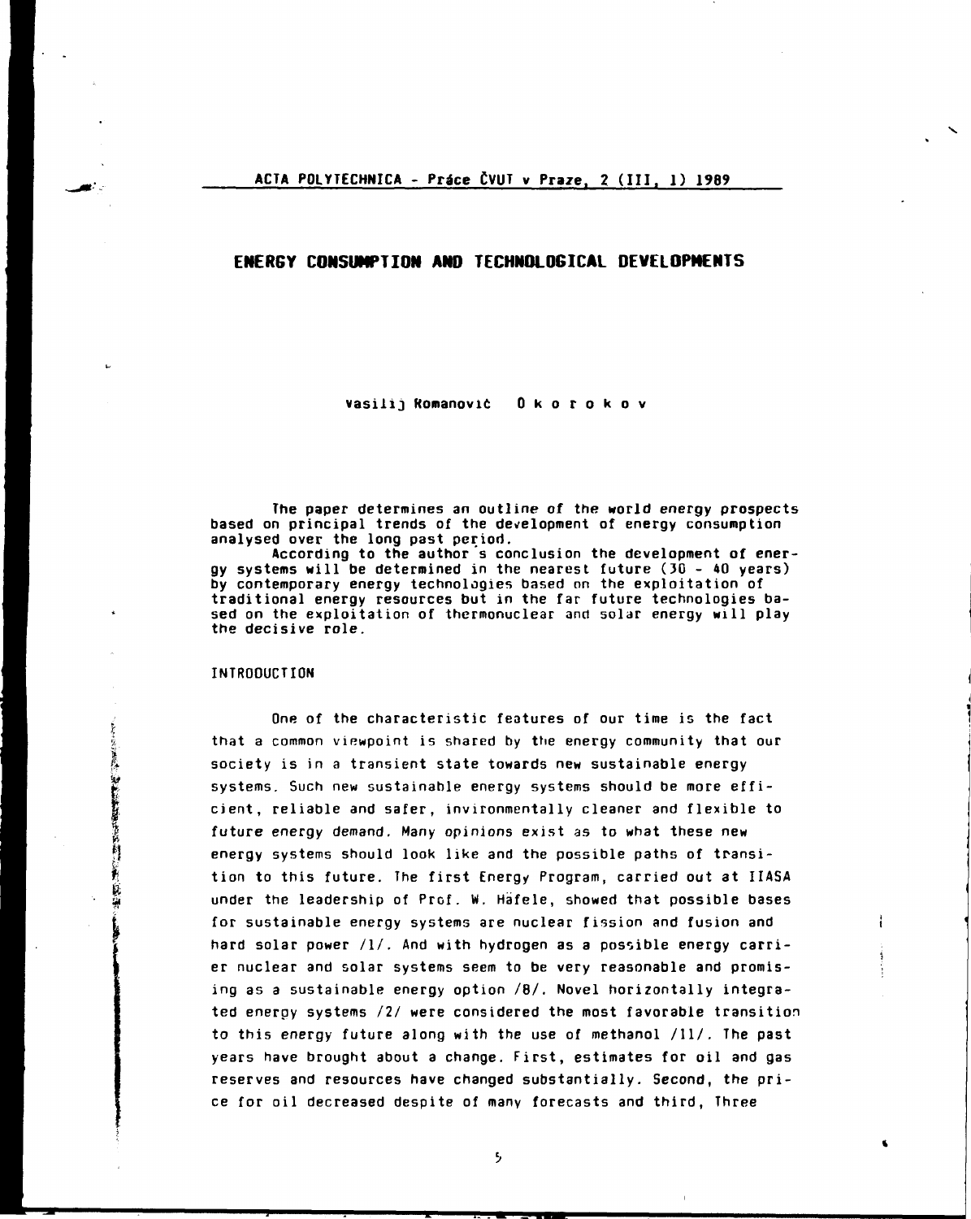ACTA POLYTECHNICA - Práce ČVUT v Praze, 2 (III, 1) 1989

# ENERGY CONSUMPTION AND TECHNOLOGICAL DEVELOPMENTS

Vasilij Romanovič Okorokov

The paper determines an outline of the world energy prospects based on principal trends of the development of energy consumption analysed over the long past period.

According to the author's conclusion the development of energy systems will be determined in the nearest future (30 - 40 years) by contemporary energy technologies based on the exploitation of traditional energy resources but in the far future technologies based on the exploitation of thermonuclear and solar energy will play the decisive role.

## INTRODUCTION

One of the characteristic features of our time is the fact that a common viewpoint is shared by the energy community that our society is in a transient state towards new sustainable energy systems. Such new sustainable energy systems should be more efficient, reliable and safer, invironmentally cleaner and flexible to future energy demand. Many opinions exist as to what these new energy systems should look like and the possible paths of transition to this future. The first Energy Program, carried out at IIASA under the leadership of Prof. W. Häfele, showed that possible bases for sustainable energy systems are nuclear fission and fusion and hard solar power /1/. And with hydrogen as a possible energy carrier nuclear and solar systems seem to be very reasonable and promising as a sustainable energy option /8/. Novel horizontally integrated energy systems /2/ were considered the most favorable transition to this energy future along with the use of methanol /11/. The past years have brought about a change. First, estimates for oil and gas reserves and resources have changed substantially. Second, the price for oil decreased despite of many forecasts and third, Three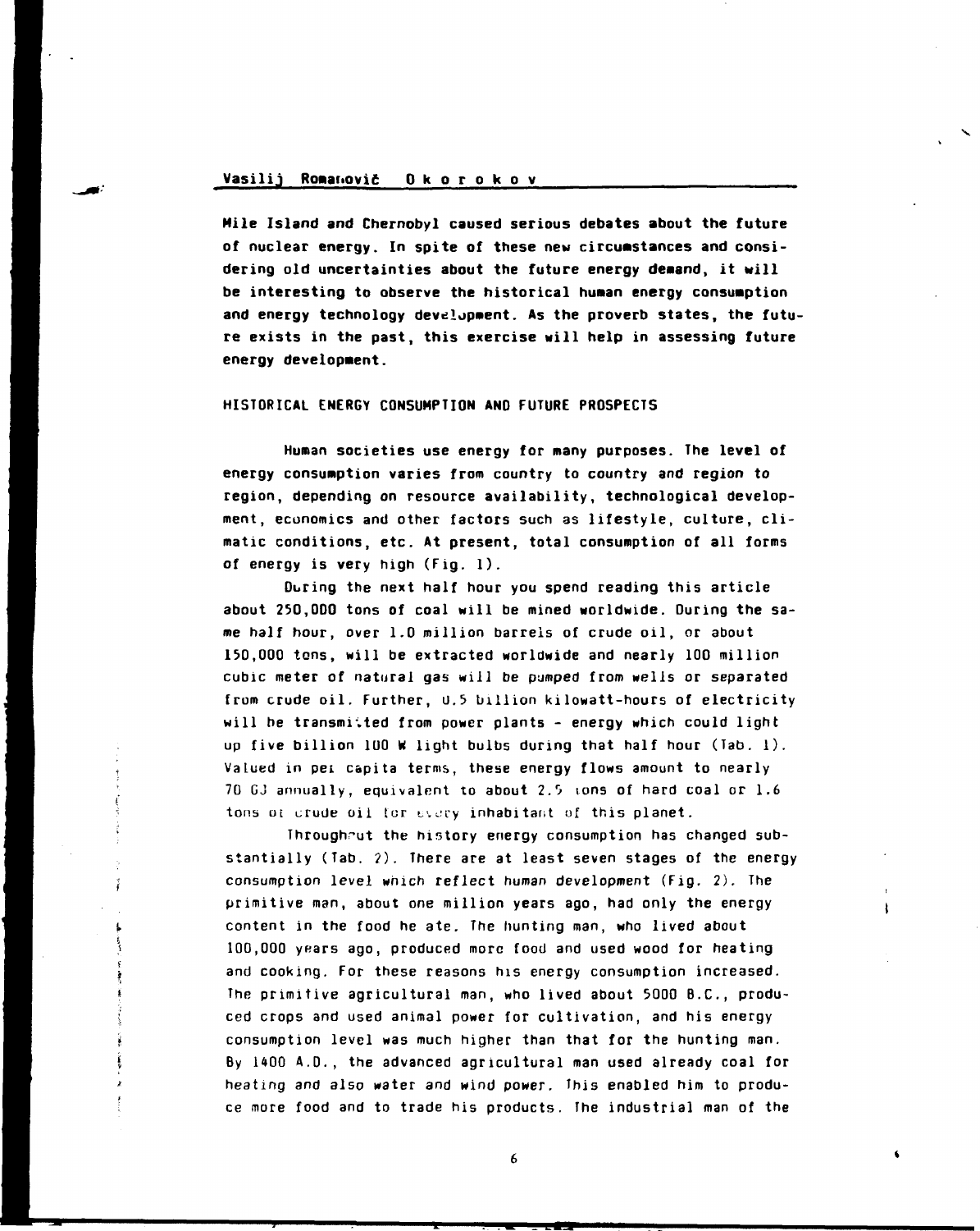Mile Island and Chernobyl caused serious debates about the future of nuclear energy. In spite of these new circumstances and considering old uncertainties about the future energy demand, it will be interesting to observe the historical human energy consumption and energy technology development. As the proverb states, the future exists in the past, this exercise will help in assessing future energy development.

## HISTORICAL ENERGY CONSUMPTION AND FUTURE PROSPECTS

Human societies use energy for many purposes. The level of energy consumption varies from country to country and region to region, depending on resource availability, technological development, economics and other factors such as lifestyle, culture, climatic conditions, etc. At present, total consumption of all forms of energy is very high (Fig. 1).

During the next half hour you spend reading this article about 250,000 tons of coal will be mined worldwide. During the same half hour, over 1.0 million barrels of crude oil, or about 150,000 tons, will be extracted worldwide and nearly 100 million cubic meter of natural gas will be pumped from wells or separated from crude oil. Further, 0.5 billion kilowatt-hours of electricity will be transmitted from power plants - energy which could light up five billion 100 W light bulbs during that half hour (Tab. 1). Valued in per capita terms, these energy flows amount to nearly 70 GJ annually, equivalent to about 2.5 tons of hard coal or 1.6 tons of crude oil for every inhabitant of this planet.

Throughout the history energy consumption has changed substantially (Tab. 2). There are at least seven stages of the energy consumption level which reflect human development (Fig. 2). The primitive man, about one million years ago, had only the energy content in the food he ate. The hunting man, who lived about 100,000 years ago, produced more food and used wood for heating and cooking. For these reasons his energy consumption increased. The primitive agricultural man, who lived about 5000 B.C., produced crops and used animal power for cultivation, and his energy consumption level was much higher than that for the hunting man. By 1400 A.D., the advanced agricultural man used already coal for heating and also water and wind power. This enabled him to produce more food and to trade his products. The industrial man of the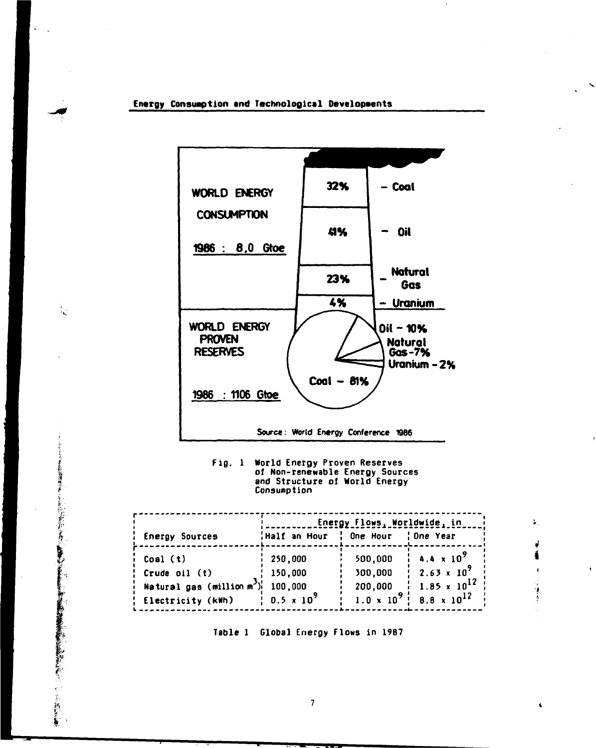WORLD ENERGY CONSUMPTION

1986 : 8,0 Gtoe

| | |
|---|---|
| 32% | – Coal |
| 41% | – Oil |
| 23% | – Natural Gas |
| 4% | – Uranium |

WORLD ENERGY PROVEN RESERVES

1986 : 1106 Gtoe

Coal – 81%

Oil – 10%

Natural Gas – 7%

Uranium – 2%

Source: World Energy Conference 1986

Fig. 1 World Energy Proven Reserves of Non-renewable Energy Sources and Structure of World Energy Consumption

| Energy Sources | Energy Flows, Worldwide, in | | |
|---|---|---|---|
| | Half an Hour | One Hour | One Year |
| Coal (t) | 250,000 | 500,000 | $4.4 \times 10^9$ |
| Crude oil (t) | 150,000 | 300,000 | $2.63 \times 10^9$ |
| Natural gas (million $m^3$) | 100,000 | 200,000 | $1.85 \times 10^{12}$ |
| Electricity (kWh) | $0.5 \times 10^9$ | $1.0 \times 10^9$ | $8.8 \times 10^{12}$ |

Table 1 Global Energy Flows in 1987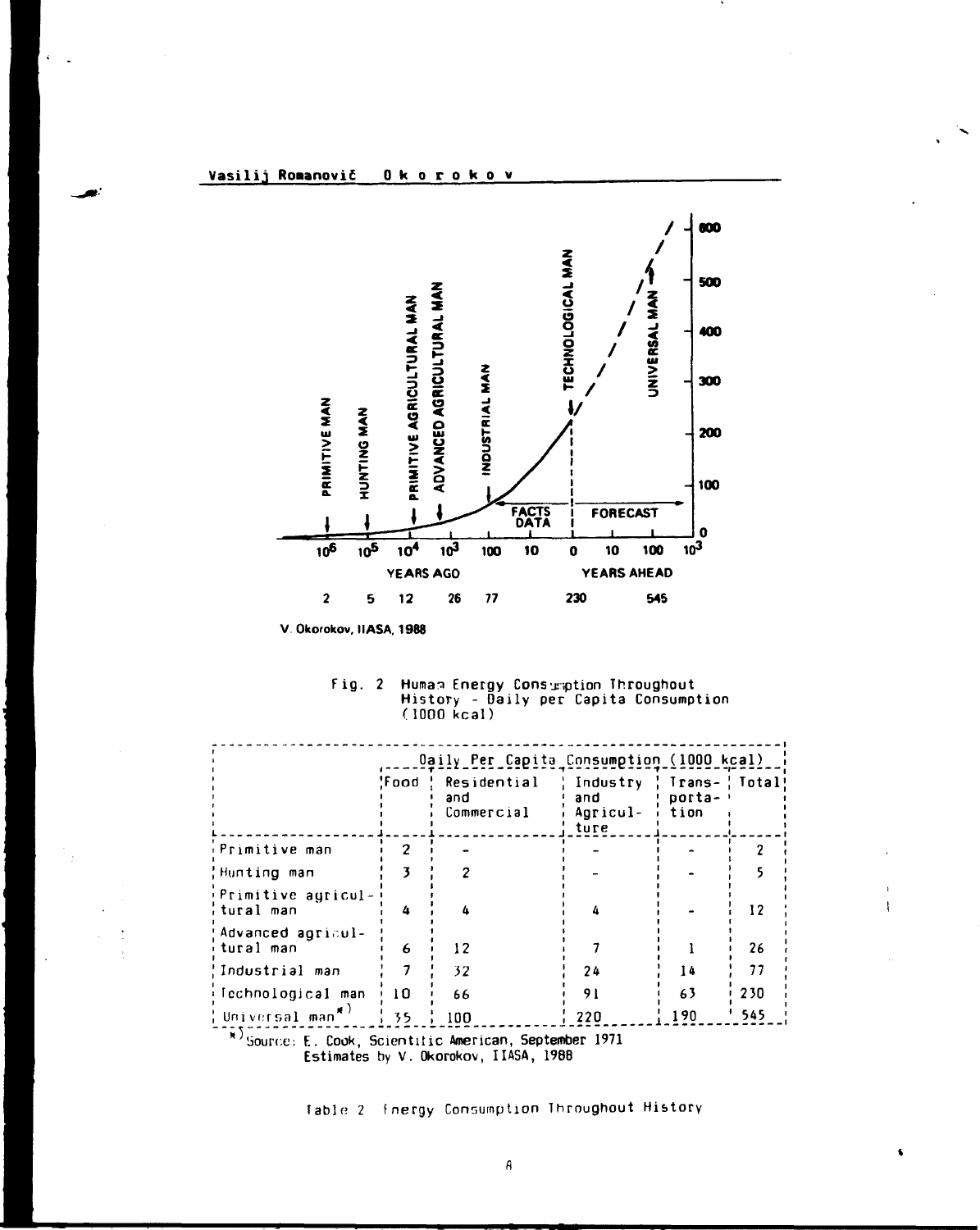Fig. 2 Human Energy Consumption Throughout History - Daily per Capita Consumption (1000 kcal)

| | Daily Per Capita Consumption (1000 kcal) | | | | |
|---|---|---|---|---|---|
| | Food | Residential and Commercial | Industry and Agriculture | Transportation | Total |
| Primitive man | 2 | - | - | - | 2 |
| Hunting man | 3 | 2 | - | - | 5 |
| Primitive agricultural man | 4 | 4 | 4 | - | 12 |
| Advanced agricultural man | 6 | 12 | 7 | 1 | 26 |
| Industrial man | 7 | 32 | 24 | 14 | 77 |
| Technological man | 10 | 66 | 91 | 63 | 230 |
| Universal man*) | 35 | 100 | 220 | 190 | 545 |

*) Source: E. Cook, Scientific American, September 1971
Estimates by V. Okorokov, IIASA, 1988

Table 2 Energy Consumption Throughout History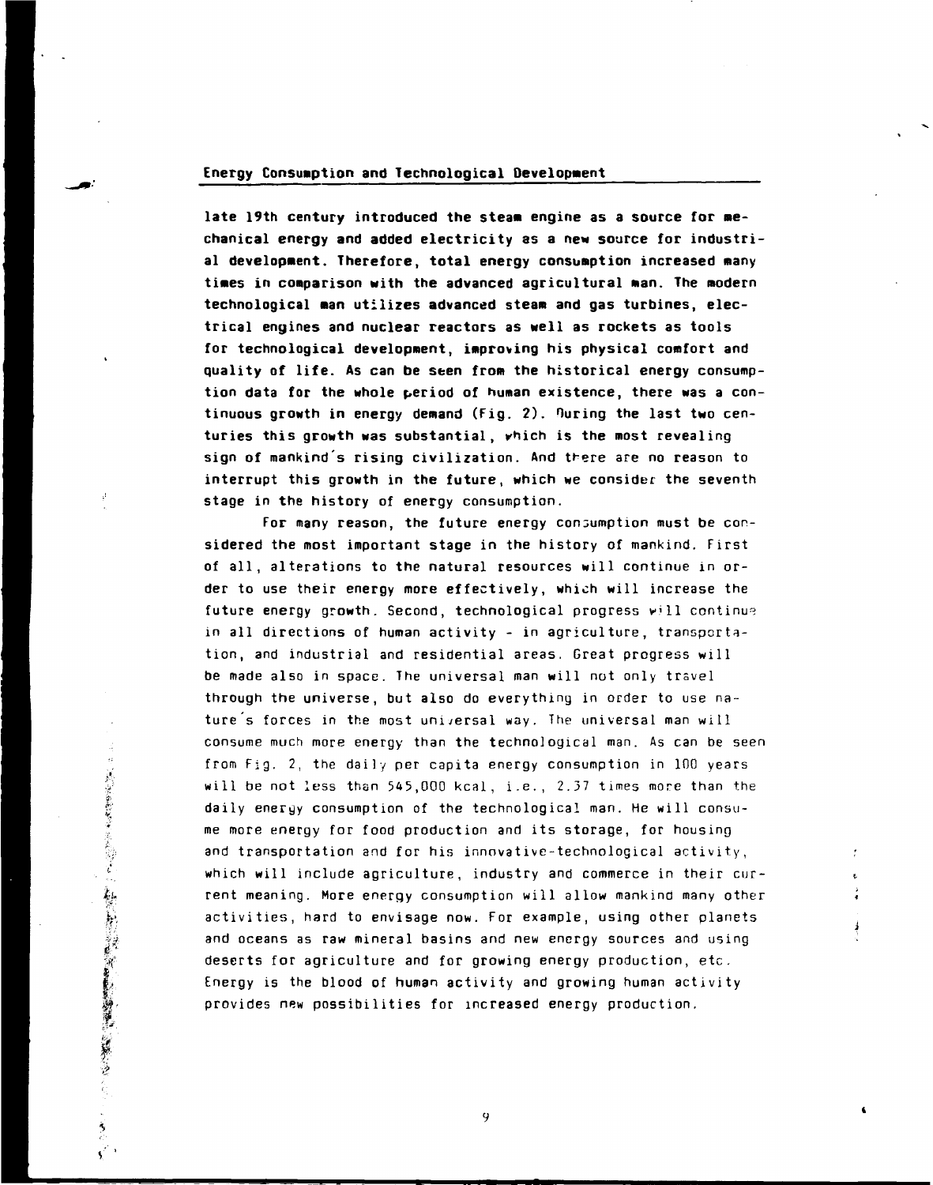late 19th century introduced the steam engine as a source for mechanical energy and added electricity as a new source for industrial development. Therefore, total energy consumption increased many times in comparison with the advanced agricultural man. The modern technological man utilizes advanced steam and gas turbines, electrical engines and nuclear reactors as well as rockets as tools for technological development, improving his physical comfort and quality of life. As can be seen from the historical energy consumption data for the whole period of human existence, there was a continuous growth in energy demand (Fig. 2). During the last two centuries this growth was substantial, which is the most revealing sign of mankind's rising civilization. And there are no reason to interrupt this growth in the future, which we consider the seventh stage in the history of energy consumption.

For many reason, the future energy consumption must be considered the most important stage in the history of mankind. First of all, alterations to the natural resources will continue in order to use their energy more effectively, which will increase the future energy growth. Second, technological progress will continue in all directions of human activity - in agriculture, transportation, and industrial and residential areas. Great progress will be made also in space. The universal man will not only travel through the universe, but also do everything in order to use nature's forces in the most universal way. The universal man will consume much more energy than the technological man. As can be seen from Fig. 2, the daily per capita energy consumption in 100 years will be not less than 545,000 kcal, i.e., 2.37 times more than the daily energy consumption of the technological man. He will consume more energy for food production and its storage, for housing and transportation and for his innovative-technological activity, which will include agriculture, industry and commerce in their current meaning. More energy consumption will allow mankind many other activities, hard to envisage now. For example, using other planets and oceans as raw mineral basins and new energy sources and using deserts for agriculture and for growing energy production, etc. Energy is the blood of human activity and growing human activity provides new possibilities for increased energy production.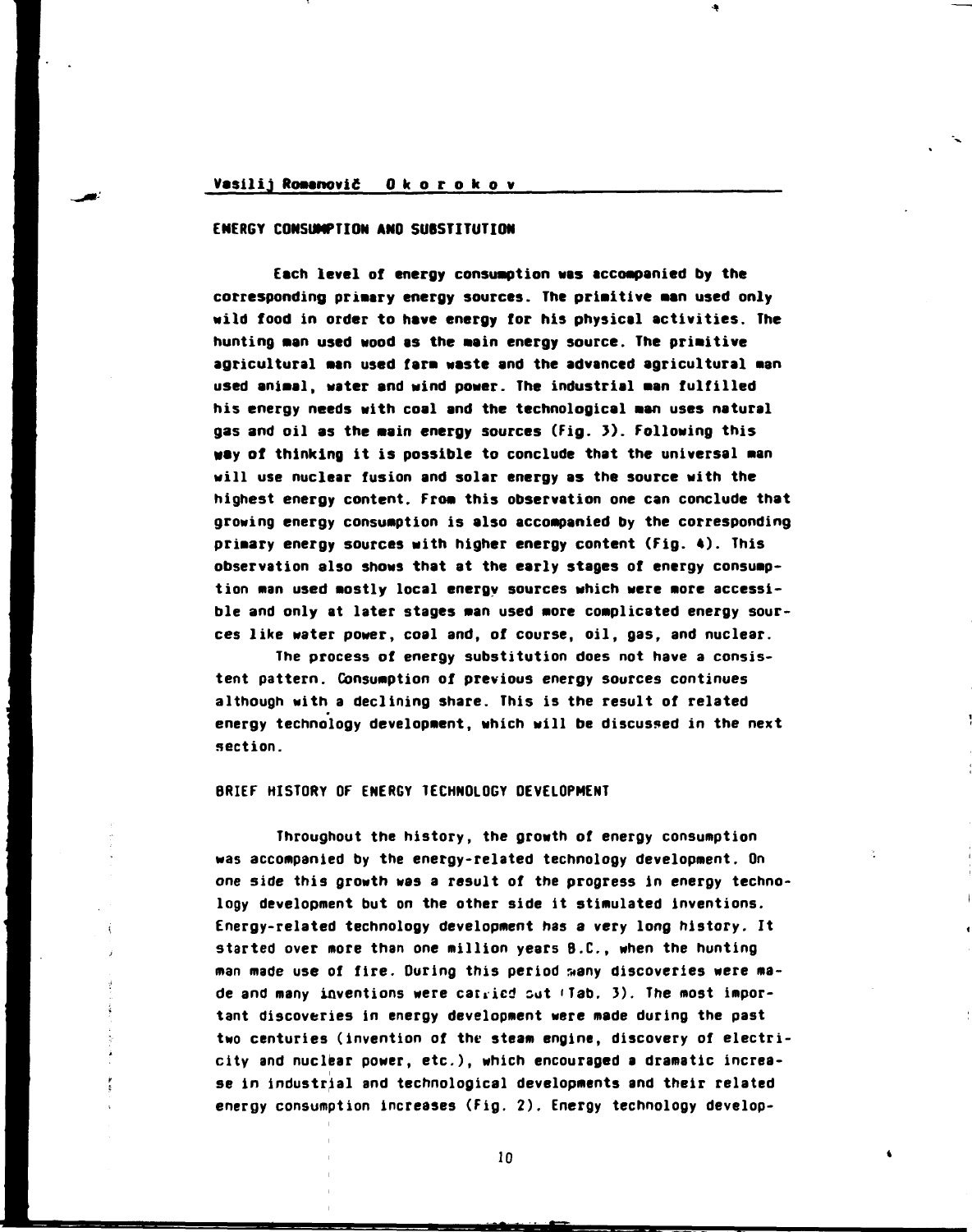Vasilij Romanovič O k o r o k o v

## ENERGY CONSUMPTION AND SUBSTITUTION

Each level of energy consumption was accompanied by the corresponding primary energy sources. The primitive man used only wild food in order to have energy for his physical activities. The hunting man used wood as the main energy source. The primitive agricultural man used farm waste and the advanced agricultural man used animal, water and wind power. The industrial man fulfilled his energy needs with coal and the technological man uses natural gas and oil as the main energy sources (Fig. 3). Following this way of thinking it is possible to conclude that the universal man will use nuclear fusion and solar energy as the source with the highest energy content. From this observation one can conclude that growing energy consumption is also accompanied by the corresponding primary energy sources with higher energy content (Fig. 4). This observation also shows that at the early stages of energy consumption man used mostly local energy sources which were more accessible and only at later stages man used more complicated energy sources like water power, coal and, of course, oil, gas, and nuclear.

The process of energy substitution does not have a consistent pattern. Consumption of previous energy sources continues although with a declining share. This is the result of related energy technology development, which will be discussed in the next section.

## BRIEF HISTORY OF ENERGY TECHNOLOGY DEVELOPMENT

Throughout the history, the growth of energy consumption was accompanied by the energy-related technology development. On one side this growth was a result of the progress in energy technology development but on the other side it stimulated inventions. Energy-related technology development has a very long history. It started over more than one million years B.C., when the hunting man made use of fire. During this period many discoveries were made and many inventions were carried out (Tab. 3). The most important discoveries in energy development were made during the past two centuries (invention of the steam engine, discovery of electricity and nuclear power, etc.), which encouraged a dramatic increase in industrial and technological developments and their related energy consumption increases (Fig. 2). Energy technology develop-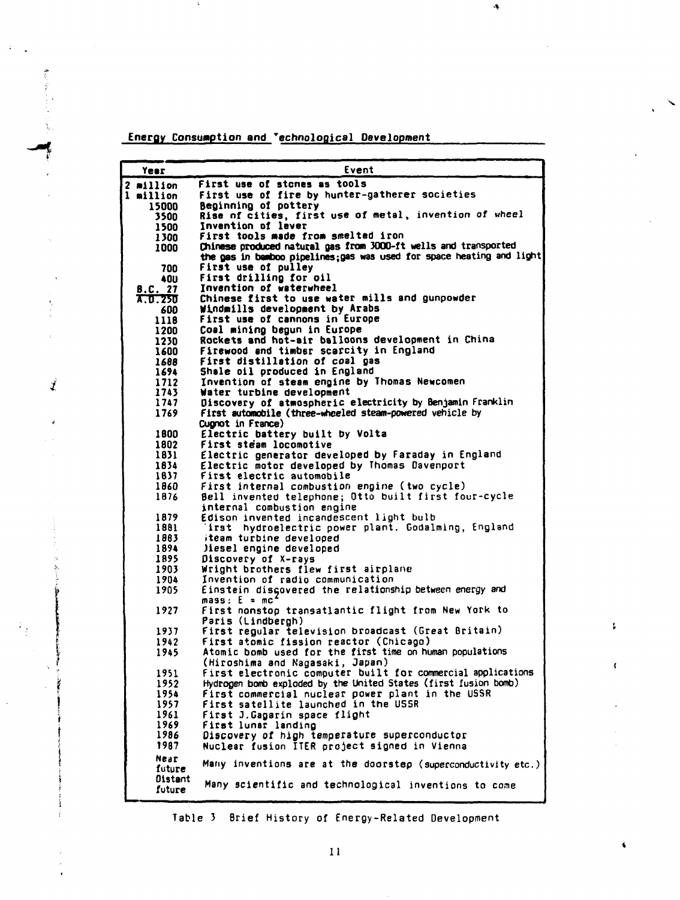## Energy Consumption and Technological Development

| Year | Event |
|---|---|
| 2 million | First use of stones as tools |
| 1 million | First use of fire by hunter-gatherer societies |
| 15000 | Beginning of pottery |
| 3500 | Rise of cities, first use of metal, invention of wheel |
| 1500 | Invention of lever |
| 1300 | First tools made from smelted iron |
| 1000 | Chinese produced natural gas from 3000-ft wells and transported the gas in bamboo pipelines; gas was used for space heating and light |
| 700 | First use of pulley |
| 400 | First drilling for oil |
| B.C. 27 | Invention of waterwheel |
| A.D. 250 | Chinese first to use water mills and gunpowder |
| 600 | Windmills development by Arabs |
| 1118 | First use of cannons in Europe |
| 1200 | Coal mining begun in Europe |
| 1230 | Rockets and hot-air balloons development in China |
| 1600 | Firewood and timber scarcity in England |
| 1688 | First distillation of coal gas |
| 1694 | Shale oil produced in England |
| 1712 | Invention of steam engine by Thomas Newcomen |
| 1743 | Water turbine development |
| 1747 | Discovery of atmospheric electricity by Benjamin Franklin |
| 1769 | First automobile (three-wheeled steam-powered vehicle by Cugnot in France) |
| 1800 | Electric battery built by Volta |
| 1802 | First steam locomotive |
| 1831 | Electric generator developed by Faraday in England |
| 1834 | Electric motor developed by Thomas Davenport |
| 1837 | First electric automobile |
| 1860 | First internal combustion engine (two cycle) |
| 1876 | Bell invented telephone; Otto built first four-cycle internal combustion engine |
| 1879 | Edison invented incandescent light bulb |
| 1881 | First hydroelectric power plant. Godalming, England |
| 1883 | Steam turbine developed |
| 1894 | Diesel engine developed |
| 1895 | Discovery of X-rays |
| 1903 | Wright brothers flew first airplane |
| 1904 | Invention of radio communication |
| 1905 | Einstein discovered the relationship between energy and mass: $E = mc^2$ |
| 1927 | First nonstop transatlantic flight from New York to Paris (Lindbergh) |
| 1937 | First regular television broadcast (Great Britain) |
| 1942 | First atomic fission reactor (Chicago) |
| 1945 | Atomic bomb used for the first time on human populations (Hiroshima and Nagasaki, Japan) |
| 1951 | First electronic computer built for commercial applications |
| 1952 | Hydrogen bomb exploded by the United States (first fusion bomb) |
| 1954 | First commercial nuclear power plant in the USSR |
| 1957 | First satellite launched in the USSR |
| 1961 | First J.Gagarin space flight |
| 1969 | First lunar landing |
| 1986 | Discovery of high temperature superconductor |
| 1987 | Nuclear fusion ITER project signed in Vienna |
| Near future | Many inventions are at the doorstep (superconductivity etc.) |
| Distant future | Many scientific and technological inventions to come |

Table 3 Brief History of Energy-Related Development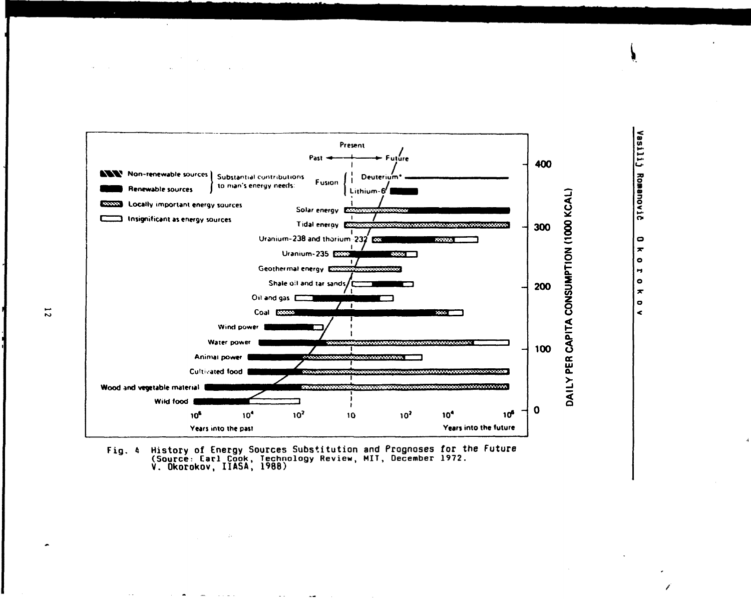Fig. 4 History of Energy Sources Substitution and Prognoses for the Future (Source: Earl Cook, Technology Review, MIT, December 1972. V. Okorokov, IIASA, 1988)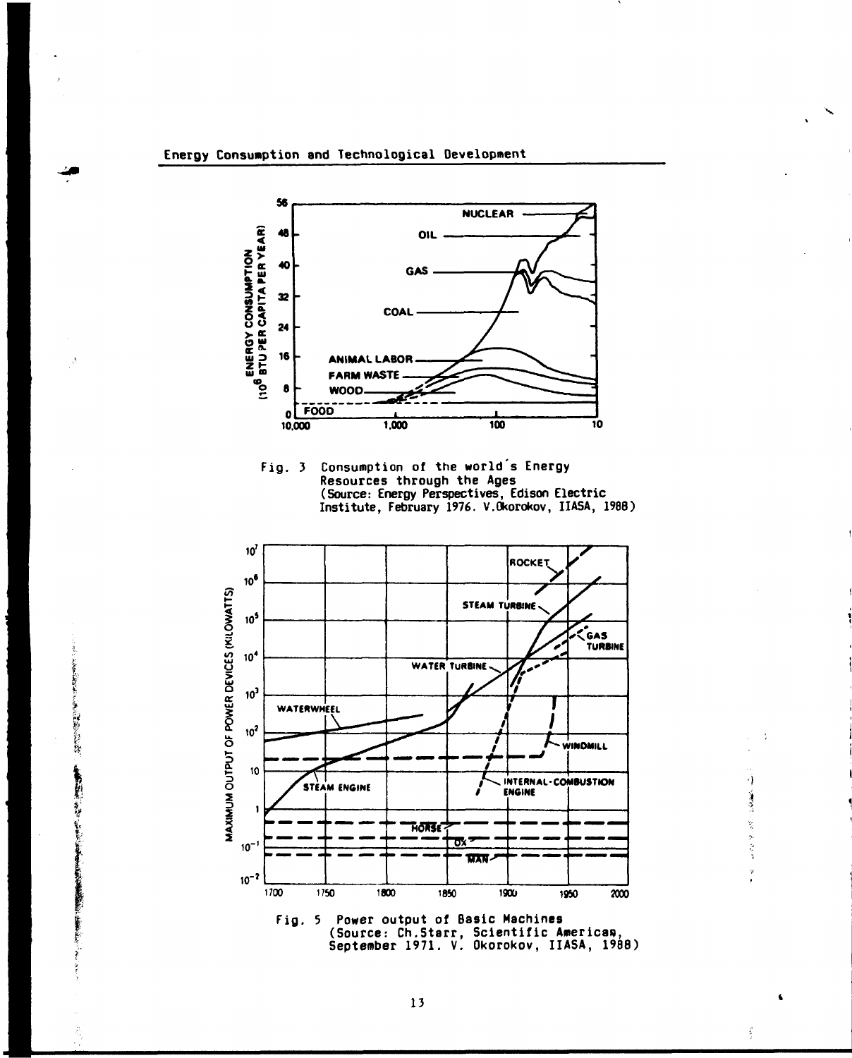Fig. 3 Consumption of the world's Energy Resources through the Ages (Source: Energy Perspectives, Edison Electric Institute, February 1976. V.Okorokov, IIASA, 1988)

Fig. 5 Power output of Basic Machines (Source: Ch.Starr, Scientific American, September 1971. V. Okorokov, IIASA, 1988)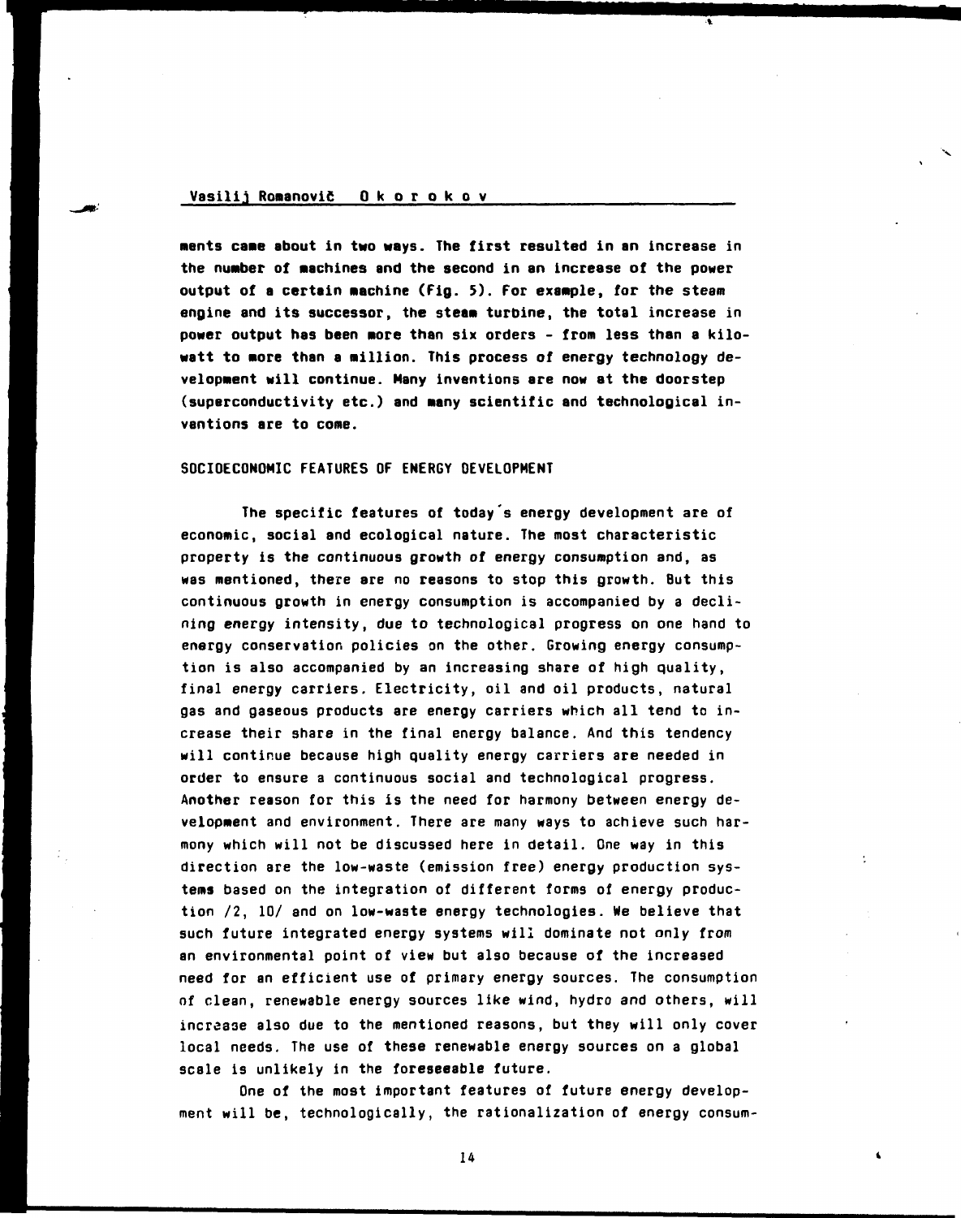ments came about in two ways. The first resulted in an increase in the number of machines and the second in an increase of the power output of a certain machine (Fig. 5). For example, for the steam engine and its successor, the steam turbine, the total increase in power output has been more than six orders - from less than a kilowatt to more than a million. This process of energy technology development will continue. Many inventions are now at the doorstep (superconductivity etc.) and many scientific and technological inventions are to come.

## SOCIOECONOMIC FEATURES OF ENERGY DEVELOPMENT

The specific features of today's energy development are of economic, social and ecological nature. The most characteristic property is the continuous growth of energy consumption and, as was mentioned, there are no reasons to stop this growth. But this continuous growth in energy consumption is accompanied by a declining energy intensity, due to technological progress on one hand to energy conservation policies on the other. Growing energy consumption is also accompanied by an increasing share of high quality, final energy carriers. Electricity, oil and oil products, natural gas and gaseous products are energy carriers which all tend to increase their share in the final energy balance. And this tendency will continue because high quality energy carriers are needed in order to ensure a continuous social and technological progress. Another reason for this is the need for harmony between energy development and environment. There are many ways to achieve such harmony which will not be discussed here in detail. One way in this direction are the low-waste (emission free) energy production systems based on the integration of different forms of energy production /2, 10/ and on low-waste energy technologies. We believe that such future integrated energy systems will dominate not only from an environmental point of view but also because of the increased need for an efficient use of primary energy sources. The consumption of clean, renewable energy sources like wind, hydro and others, will increase also due to the mentioned reasons, but they will only cover local needs. The use of these renewable energy sources on a global scale is unlikely in the foreseeable future.

One of the most important features of future energy development will be, technologically, the rationalization of energy consum-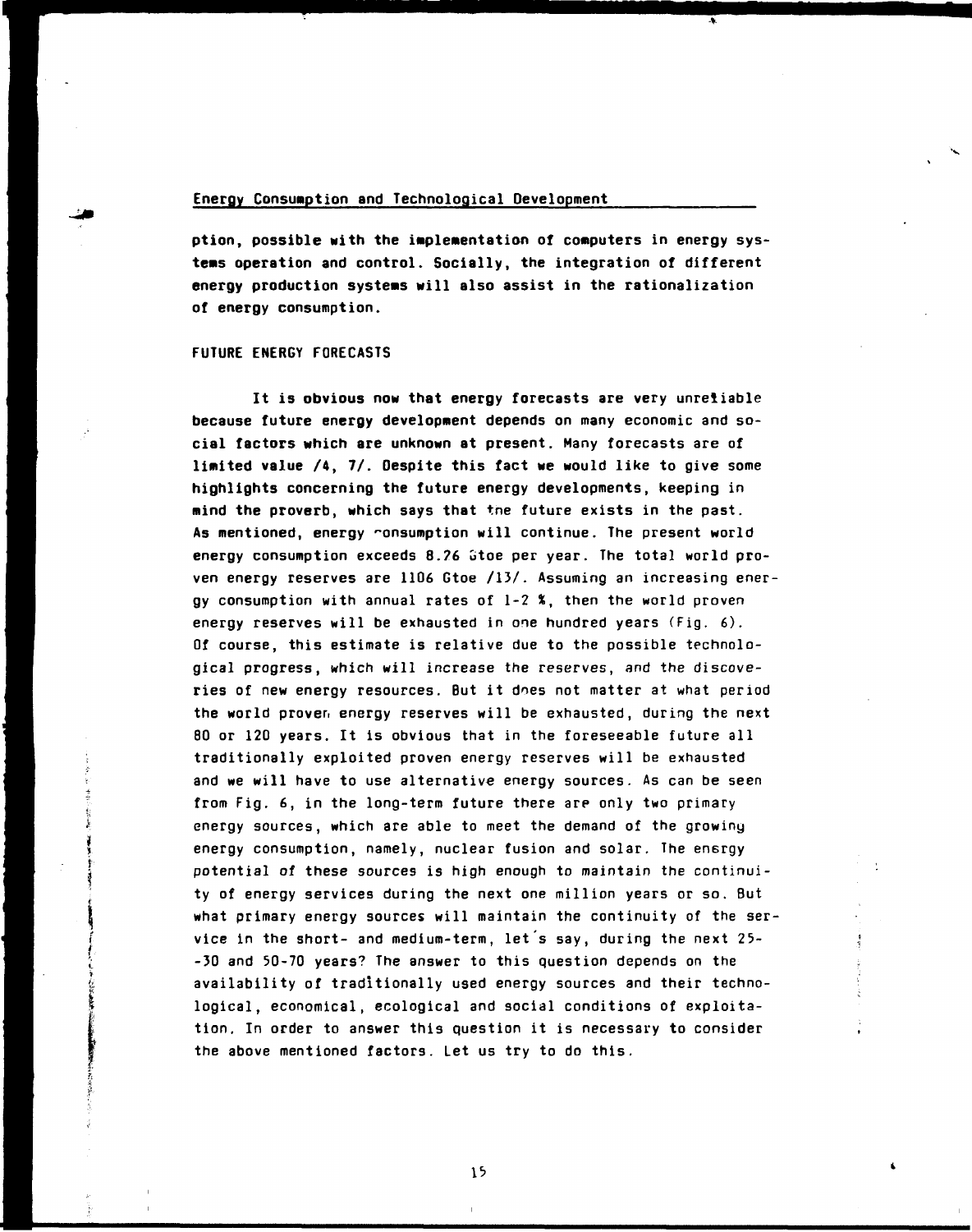ption, possible with the implementation of computers in energy systems operation and control. Socially, the integration of different energy production systems will also assist in the rationalization of energy consumption.

## FUTURE ENERGY FORECASTS

It is obvious now that energy forecasts are very unreliable because future energy development depends on many economic and social factors which are unknown at present. Many forecasts are of limited value /4, 7/. Despite this fact we would like to give some highlights concerning the future energy developments, keeping in mind the proverb, which says that the future exists in the past. As mentioned, energy consumption will continue. The present world energy consumption exceeds 8.76 Gtoe per year. The total world proven energy reserves are 1106 Gtoe /13/. Assuming an increasing energy consumption with annual rates of 1-2 %, then the world proven energy reserves will be exhausted in one hundred years (Fig. 6). Of course, this estimate is relative due to the possible technological progress, which will increase the reserves, and the discoveries of new energy resources. But it does not matter at what period the world proven energy reserves will be exhausted, during the next 80 or 120 years. It is obvious that in the foreseeable future all traditionally exploited proven energy reserves will be exhausted and we will have to use alternative energy sources. As can be seen from Fig. 6, in the long-term future there are only two primary energy sources, which are able to meet the demand of the growing energy consumption, namely, nuclear fusion and solar. The energy potential of these sources is high enough to maintain the continuity of energy services during the next one million years or so. But what primary energy sources will maintain the continuity of the service in the short- and medium-term, let's say, during the next 25--30 and 50-70 years? The answer to this question depends on the availability of traditionally used energy sources and their technological, economical, ecological and social conditions of exploitation. In order to answer this question it is necessary to consider the above mentioned factors. Let us try to do this.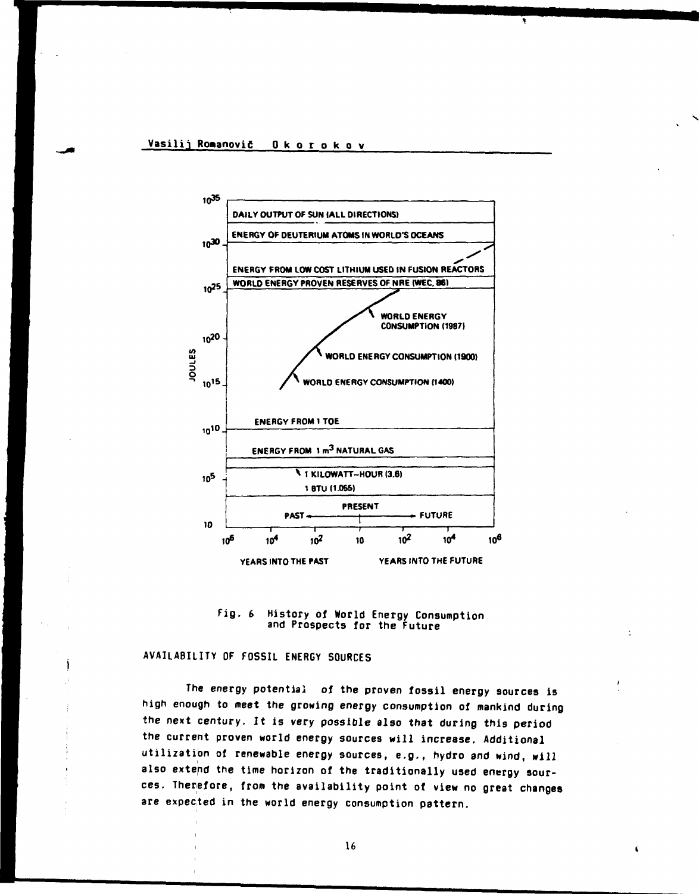Fig. 6 History of World Energy Consumption and Prospects for the Future

## AVAILABILITY OF FOSSIL ENERGY SOURCES

The energy potential of the proven fossil energy sources is high enough to meet the growing energy consumption of mankind during the next century. It is very possible also that during this period the current proven world energy sources will increase. Additional utilization of renewable energy sources, e.g., hydro and wind, will also extend the time horizon of the traditionally used energy sources. Therefore, from the availability point of view no great changes are expected in the world energy consumption pattern.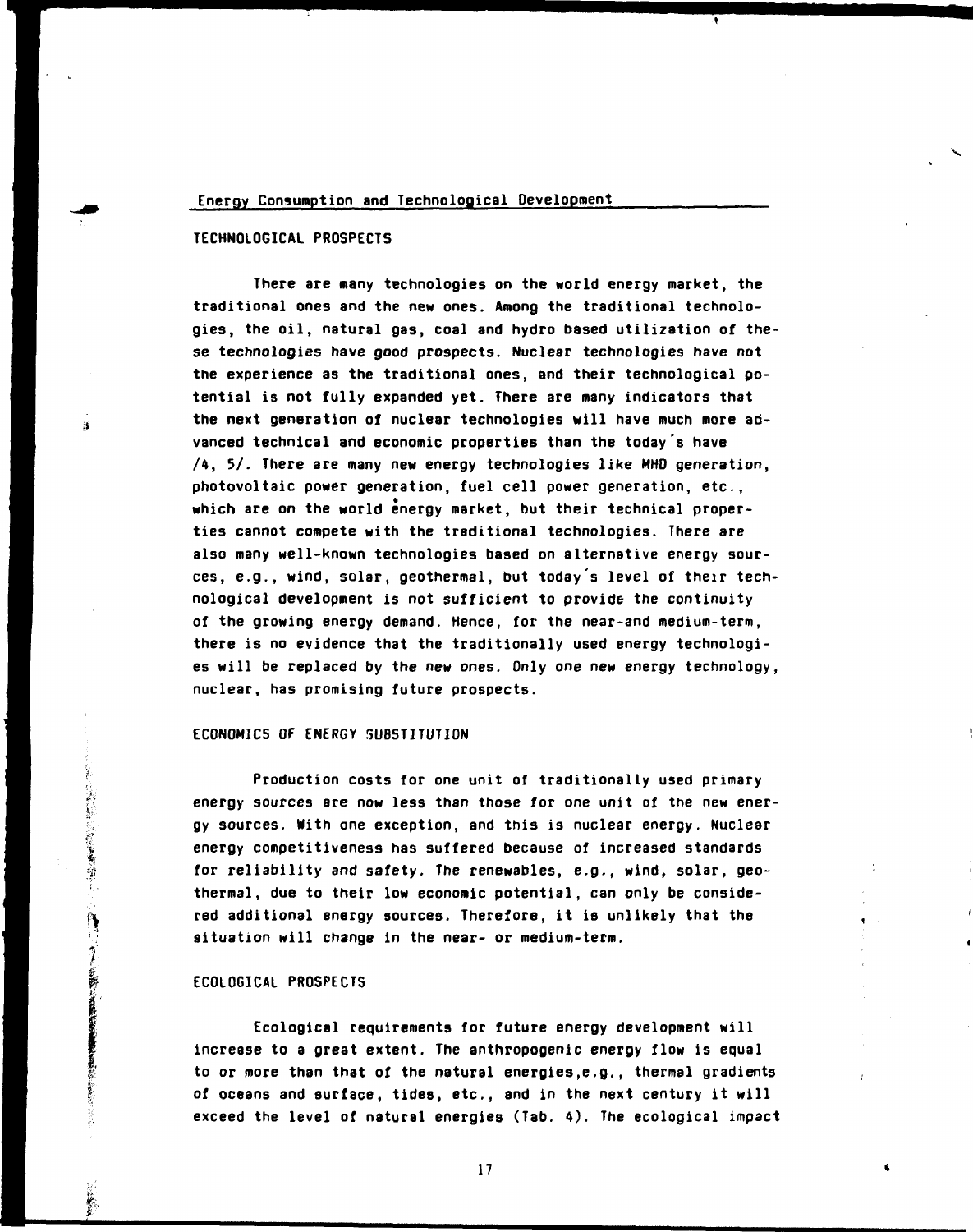Energy Consumption and Technological Development

## TECHNOLOGICAL PROSPECTS

There are many technologies on the world energy market, the traditional ones and the new ones. Among the traditional technologies, the oil, natural gas, coal and hydro based utilization of these technologies have good prospects. Nuclear technologies have not the experience as the traditional ones, and their technological potential is not fully expanded yet. There are many indicators that the next generation of nuclear technologies will have much more advanced technical and economic properties than the today's have /4, 5/. There are many new energy technologies like MHD generation, photovoltaic power generation, fuel cell power generation, etc., which are on the world energy market, but their technical properties cannot compete with the traditional technologies. There are also many well-known technologies based on alternative energy sources, e.g., wind, solar, geothermal, but today's level of their technological development is not sufficient to provide the continuity of the growing energy demand. Hence, for the near-and medium-term, there is no evidence that the traditionally used energy technologies will be replaced by the new ones. Only one new energy technology, nuclear, has promising future prospects.

## ECONOMICS OF ENERGY SUBSTITUTION

Production costs for one unit of traditionally used primary energy sources are now less than those for one unit of the new energy sources. With one exception, and this is nuclear energy. Nuclear energy competitiveness has suffered because of increased standards for reliability and safety. The renewables, e.g., wind, solar, geothermal, due to their low economic potential, can only be considered additional energy sources. Therefore, it is unlikely that the situation will change in the near- or medium-term.

## ECOLOGICAL PROSPECTS

Ecological requirements for future energy development will increase to a great extent. The anthropogenic energy flow is equal to or more than that of the natural energies,e.g., thermal gradients of oceans and surface, tides, etc., and in the next century it will exceed the level of natural energies (Tab. 4). The ecological impact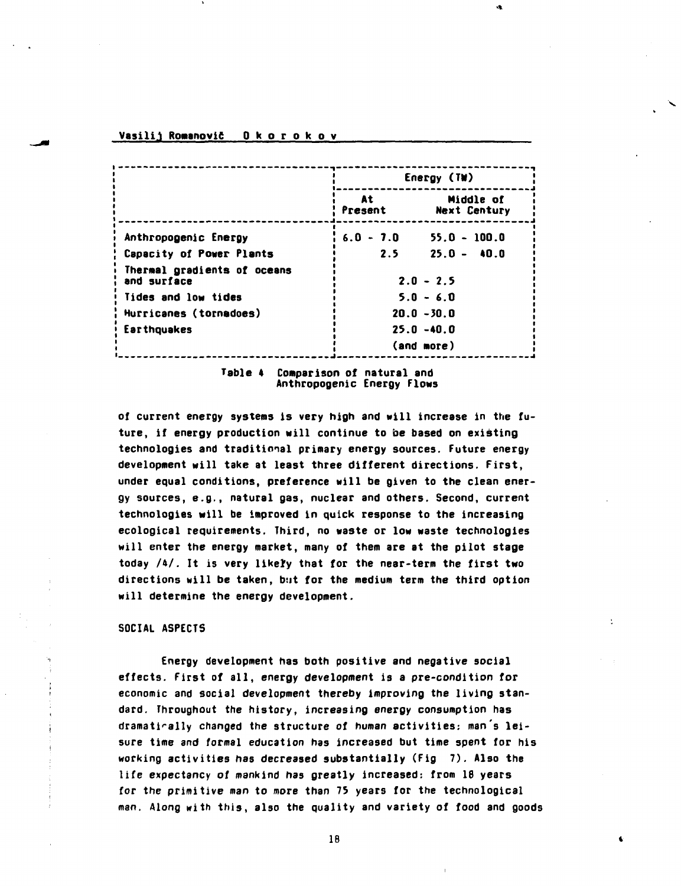| | Energy (TW) | |
|---|---|---|
| | At Present | Middle of Next Century |
| Anthropogenic Energy | 6.0 - 7.0 | 55.0 - 100.0 |
| Capacity of Power Plants | 2.5 | 25.0 - 40.0 |
| Thermal gradients of oceans and surface | 2.0 - 2.5 | |
| Tides and low tides | 5.0 - 6.0 | |
| Hurricanes (tornadoes) | 20.0 -30.0 | |
| Earthquakes | 25.0 -40.0 (and more) | |

Table 4 Comparison of natural and Anthropogenic Energy Flows

of current energy systems is very high and will increase in the future, if energy production will continue to be based on existing technologies and traditional primary energy sources. Future energy development will take at least three different directions. First, under equal conditions, preference will be given to the clean energy sources, e.g., natural gas, nuclear and others. Second, current technologies will be improved in quick response to the increasing ecological requirements. Third, no waste or low waste technologies will enter the energy market, many of them are at the pilot stage today /4/. It is very likely that for the near-term the first two directions will be taken, but for the medium term the third option will determine the energy development.

## SOCIAL ASPECTS

Energy development has both positive and negative social effects. First of all, energy development is a pre-condition for economic and social development thereby improving the living standard. Throughout the history, increasing energy consumption has dramatically changed the structure of human activities: man's leisure time and formal education has increased but time spent for his working activities has decreased substantially (Fig 7). Also the life expectancy of mankind has greatly increased: from 18 years for the primitive man to more than 75 years for the technological man. Along with this, also the quality and variety of food and goods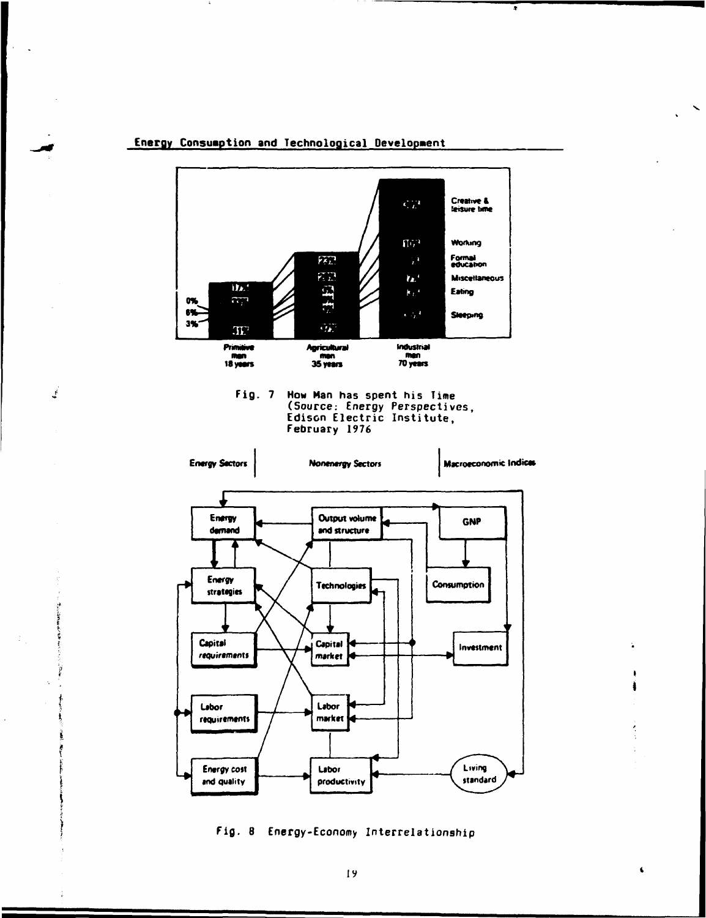## Energy Consumption and Technological Development

Fig. 7 How Man has spent his Time (Source: Energy Perspectives, Edison Electric Institute, February 1976

Fig. 8 Energy-Economy Interrelationship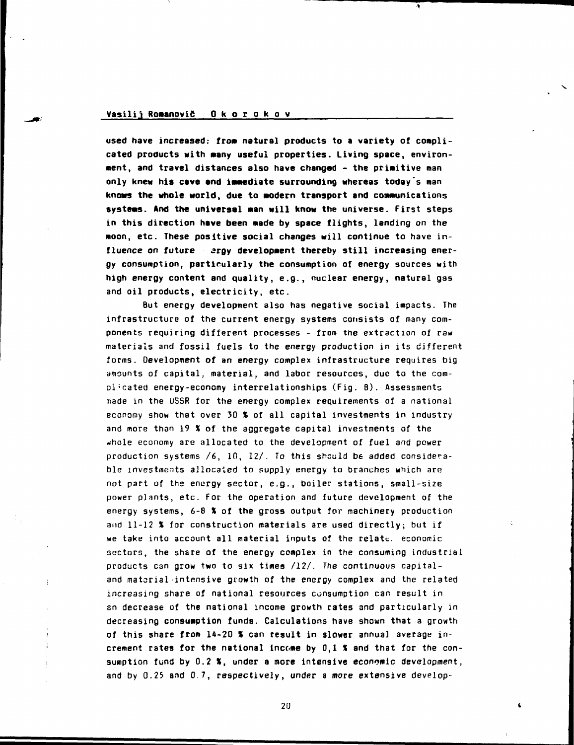used have increased: from natural products to a variety of complicated products with many useful properties. Living space, environment, and travel distances also have changed - the primitive man only knew his cave and immediate surrounding whereas today's man knows the whole world, due to modern transport and communications systems. And the universal man will know the universe. First steps in this direction have been made by space flights, landing on the moon, etc. These positive social changes will continue to have influence on future energy development thereby still increasing energy consumption, particularly the consumption of energy sources with high energy content and quality, e.g., nuclear energy, natural gas and oil products, electricity, etc.

But energy development also has negative social impacts. The infrastructure of the current energy systems consists of many components requiring different processes - from the extraction of raw materials and fossil fuels to the energy production in its different forms. Development of an energy complex infrastructure requires big amounts of capital, material, and labor resources, due to the complicated energy-economy interrelationships (Fig. 8). Assessments made in the USSR for the energy complex requirements of a national economy show that over 30 % of all capital investments in industry and more than 19 % of the aggregate capital investments of the whole economy are allocated to the development of fuel and power production systems /6, 10, 12/. To this should be added considerable investments allocated to supply energy to branches which are not part of the energy sector, e.g., boiler stations, small-size power plants, etc. For the operation and future development of the energy systems, 6-8 % of the gross output for machinery production and 11-12 % for construction materials are used directly; but if we take into account all material inputs of the related economic sectors, the share of the energy complex in the consuming industrial products can grow two to six times /12/. The continuous capital- and material-intensive growth of the energy complex and the related increasing share of national resources consumption can result in an decrease of the national income growth rates and particularly in decreasing consumption funds. Calculations have shown that a growth of this share from 14-20 % can result in slower annual average increment rates for the national income by 0,1 % and that for the consumption fund by 0.2 %, under a more intensive economic development, and by 0.25 and 0.7, respectively, under a more extensive develop-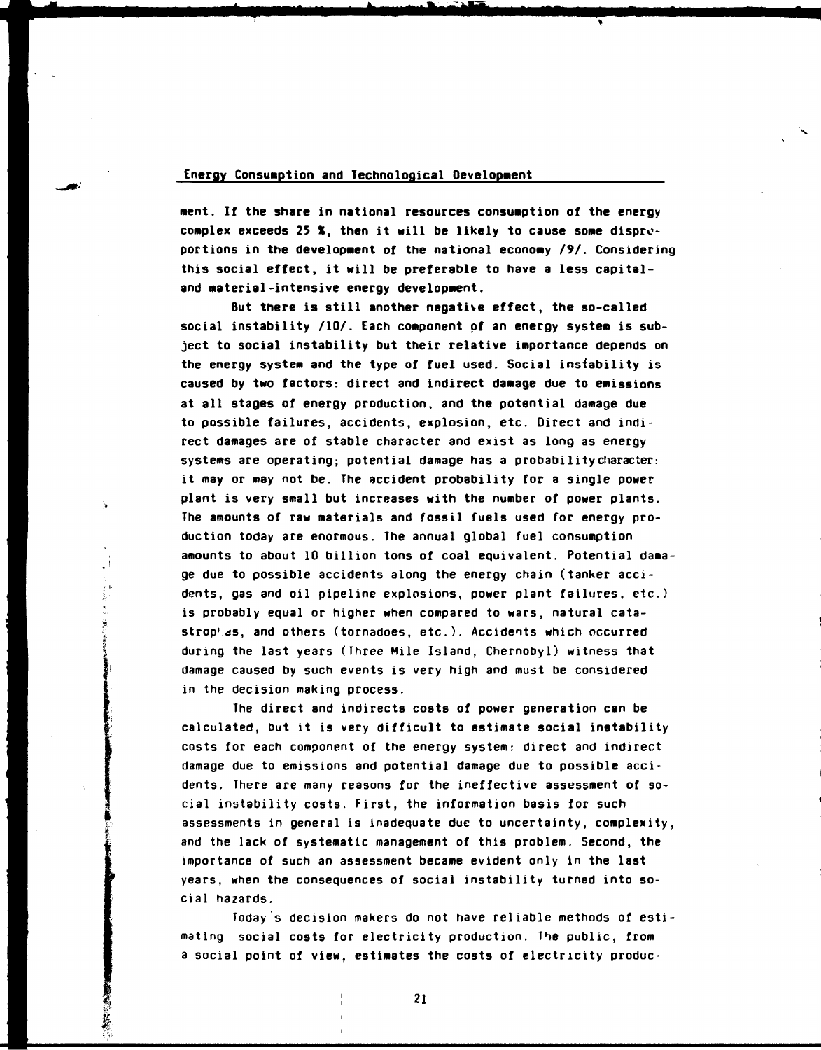ment. If the share in national resources consumption of the energy complex exceeds 25 %, then it will be likely to cause some disproportions in the development of the national economy /9/. Considering this social effect, it will be preferable to have a less capital- and material-intensive energy development.

But there is still another negative effect, the so-called social instability /10/. Each component of an energy system is subject to social instability but their relative importance depends on the energy system and the type of fuel used. Social instability is caused by two factors: direct and indirect damage due to emissions at all stages of energy production, and the potential damage due to possible failures, accidents, explosion, etc. Direct and indirect damages are of stable character and exist as long as energy systems are operating; potential damage has a probability character: it may or may not be. The accident probability for a single power plant is very small but increases with the number of power plants. The amounts of raw materials and fossil fuels used for energy production today are enormous. The annual global fuel consumption amounts to about 10 billion tons of coal equivalent. Potential damage due to possible accidents along the energy chain (tanker accidents, gas and oil pipeline explosions, power plant failures, etc.) is probably equal or higher when compared to wars, natural catastrophes, and others (tornadoes, etc.). Accidents which occurred during the last years (Three Mile Island, Chernobyl) witness that damage caused by such events is very high and must be considered in the decision making process.

The direct and indirects costs of power generation can be calculated, but it is very difficult to estimate social instability costs for each component of the energy system: direct and indirect damage due to emissions and potential damage due to possible accidents. There are many reasons for the ineffective assessment of social instability costs. First, the information basis for such assessments in general is inadequate due to uncertainty, complexity, and the lack of systematic management of this problem. Second, the importance of such an assessment became evident only in the last years, when the consequences of social instability turned into social hazards.

Today's decision makers do not have reliable methods of estimating social costs for electricity production. The public, from a social point of view, estimates the costs of electricity produc-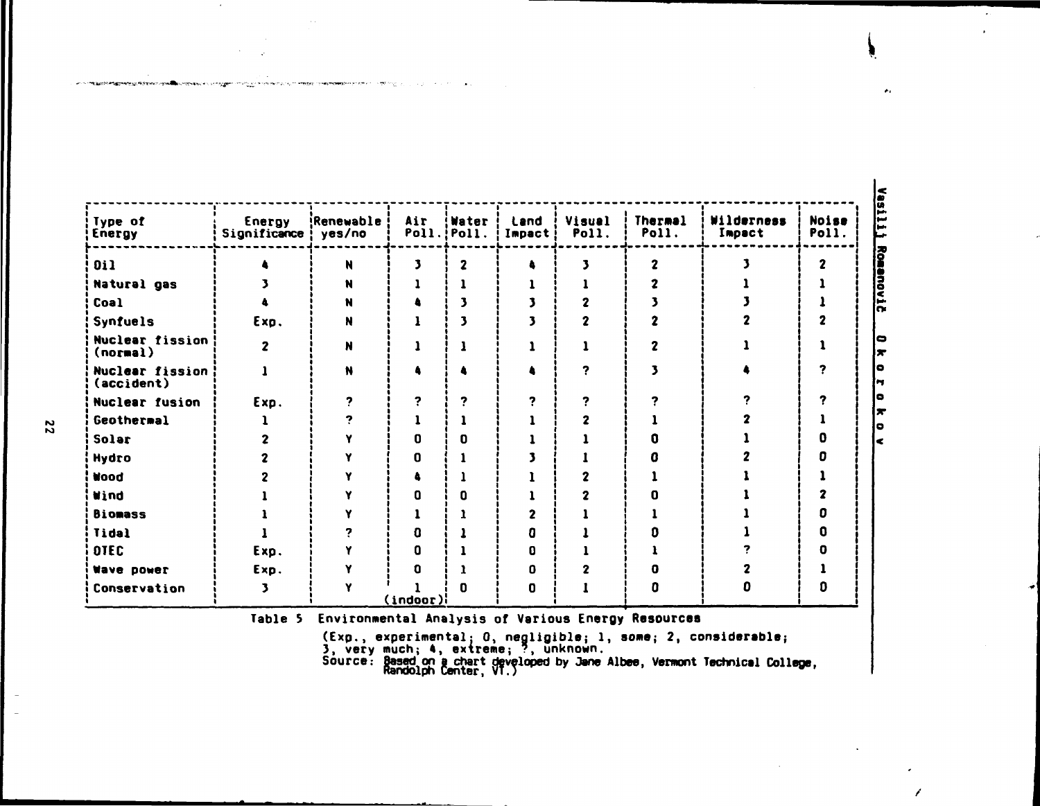| Type of Energy | Energy Significance | Renewable yes/no | Air Poll. | Water Poll. | Land Impact | Visual Poll. | Thermal Poll. | Wilderness Impact | Noise Poll. |
|---|---|---|---|---|---|---|---|---|---|
| Oil | 4 | N | 3 | 2 | 4 | 3 | 2 | 3 | 2 |
| Natural gas | 3 | N | 1 | 1 | 1 | 1 | 2 | 1 | 1 |
| Coal | 4 | N | 4 | 3 | 3 | 2 | 3 | 3 | 1 |
| Synfuels | Exp. | N | 1 | 3 | 3 | 2 | 2 | 2 | 2 |
| Nuclear fission (normal) | 2 | N | 1 | 1 | 1 | 1 | 2 | 1 | 1 |
| Nuclear fission (accident) | 1 | N | 4 | 4 | 4 | ? | 3 | 4 | ? |
| Nuclear fusion | Exp. | ? | ? | ? | ? | ? | ? | ? | ? |
| Geothermal | 1 | ? | 1 | 1 | 1 | 2 | 1 | 2 | 1 |
| Solar | 2 | Y | 0 | 0 | 1 | 1 | 0 | 1 | 0 |
| Hydro | 2 | Y | 0 | 1 | 3 | 1 | 0 | 2 | 0 |
| Wood | 2 | Y | 4 | 1 | 1 | 2 | 1 | 1 | 1 |
| Wind | 1 | Y | 0 | 0 | 1 | 2 | 0 | 1 | 2 |
| Biomass | 1 | Y | 1 | 1 | 2 | 1 | 1 | 1 | 0 |
| Tidal | 1 | ? | 0 | 1 | 0 | 1 | 0 | 1 | 0 |
| OTEC | Exp. | Y | 0 | 1 | 0 | 1 | 1 | ? | 0 |
| Wave power | Exp. | Y | 0 | 1 | 0 | 2 | 0 | 2 | 1 |
| Conservation | 3 | Y | 1 (indoor) | 0 | 0 | 1 | 0 | 0 | 0 |

Table 5 Environmental Analysis of Various Energy Resources

(Exp., experimental; 0, negligible; 1, some; 2, considerable; 3, very much; 4, extreme; ?, unknown.
Source: Based on a chart developed by Jane Albee, Vermont Technical College, Randolph Center, VT.)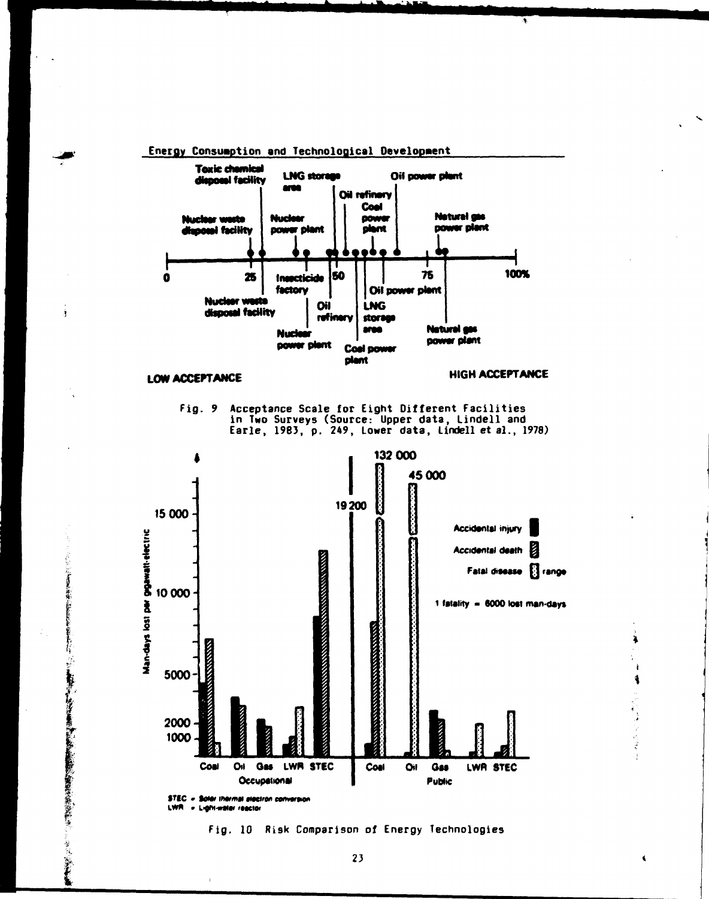Energy Consumption and Technological Development

Fig. 9 Acceptance Scale for Eight Different Facilities in Two Surveys (Source: Upper data, Lindell and Earle, 1983, p. 249, Lower data, Lindell et al., 1978)

Fig. 10 Risk Comparison of Energy Technologies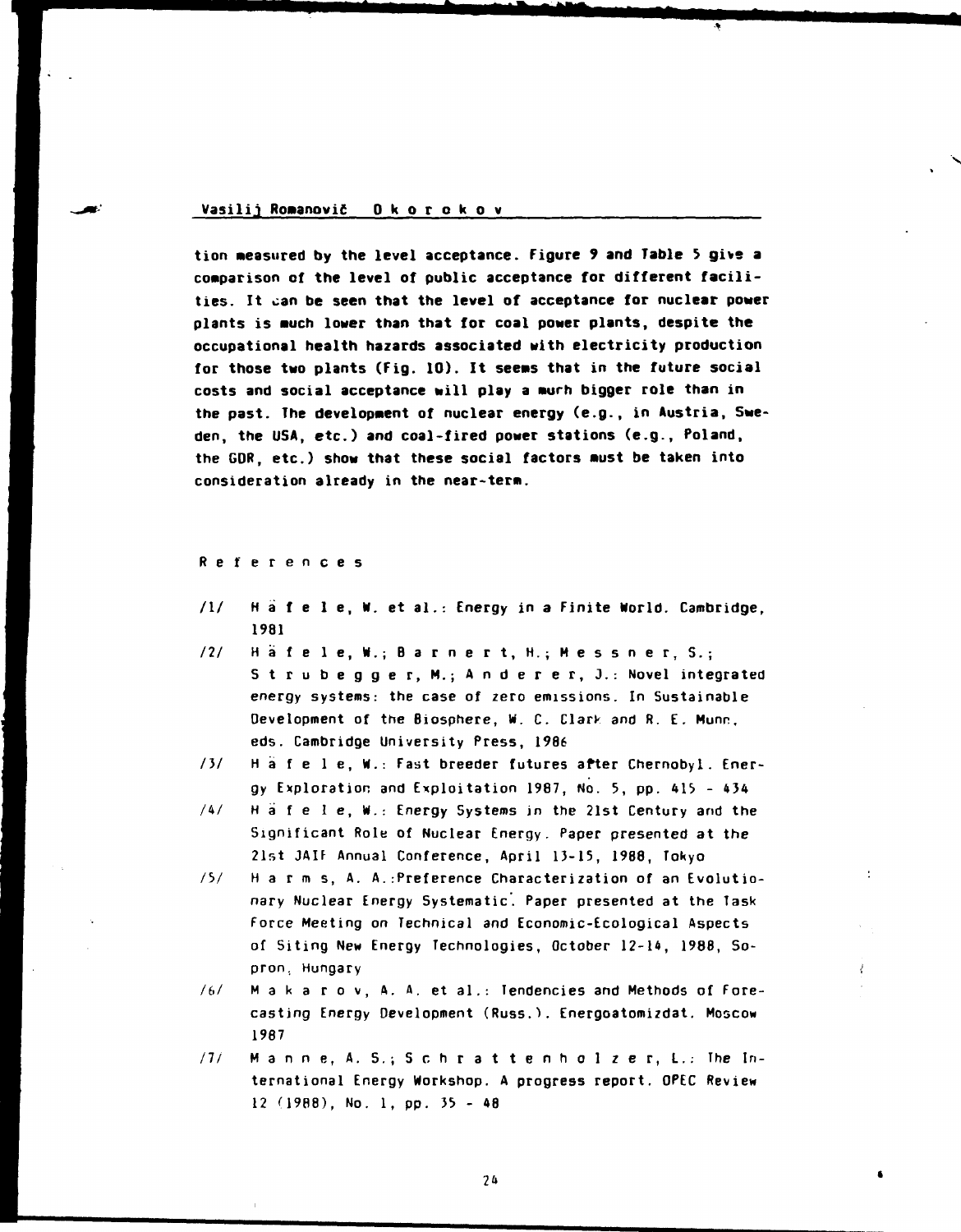tion measured by the level acceptance. Figure 9 and Table 5 give a comparison of the level of public acceptance for different facilities. It can be seen that the level of acceptance for nuclear power plants is much lower than that for coal power plants, despite the occupational health hazards associated with electricity production for those two plants (Fig. 10). It seems that in the future social costs and social acceptance will play a murh bigger role than in the past. The development of nuclear energy (e.g., in Austria, Sweden, the USA, etc.) and coal-fired power stations (e.g., Poland, the GDR, etc.) show that these social factors must be taken into consideration already in the near-term.

## References

/1/ Häfele, W. et al.: Energy in a Finite World. Cambridge, 1981

/2/ Häfele, W.; Barnert, H.; Messner, S.; Strubegger, M.; Anderer, J.: Novel integrated energy systems: the case of zero emissions. In Sustainable Development of the Biosphere, W. C. Clark and R. E. Munn, eds. Cambridge University Press, 1986

/3/ Häfele, W.: Fast breeder futures after Chernobyl. Energy Exploration and Exploitation 1987, No. 5, pp. 415 - 434

/4/ Häfele, W.: Energy Systems in the 21st Century and the Significant Role of Nuclear Energy. Paper presented at the 21st JAIF Annual Conference, April 13-15, 1988, Tokyo

/5/ Harms, A. A.: Preference Characterization of an Evolutionary Nuclear Energy Systematic. Paper presented at the Task Force Meeting on Technical and Economic-Ecological Aspects of Siting New Energy Technologies, October 12-14, 1988, Sopron, Hungary

/6/ Makarov, A. A. et al.: Tendencies and Methods of Forecasting Energy Development (Russ.). Energoatomizdat. Moscow 1987

/7/ Manne, A. S.; Schrattenholzer, L.: The International Energy Workshop. A progress report. OPEC Review 12 (1988), No. 1, pp. 35 - 48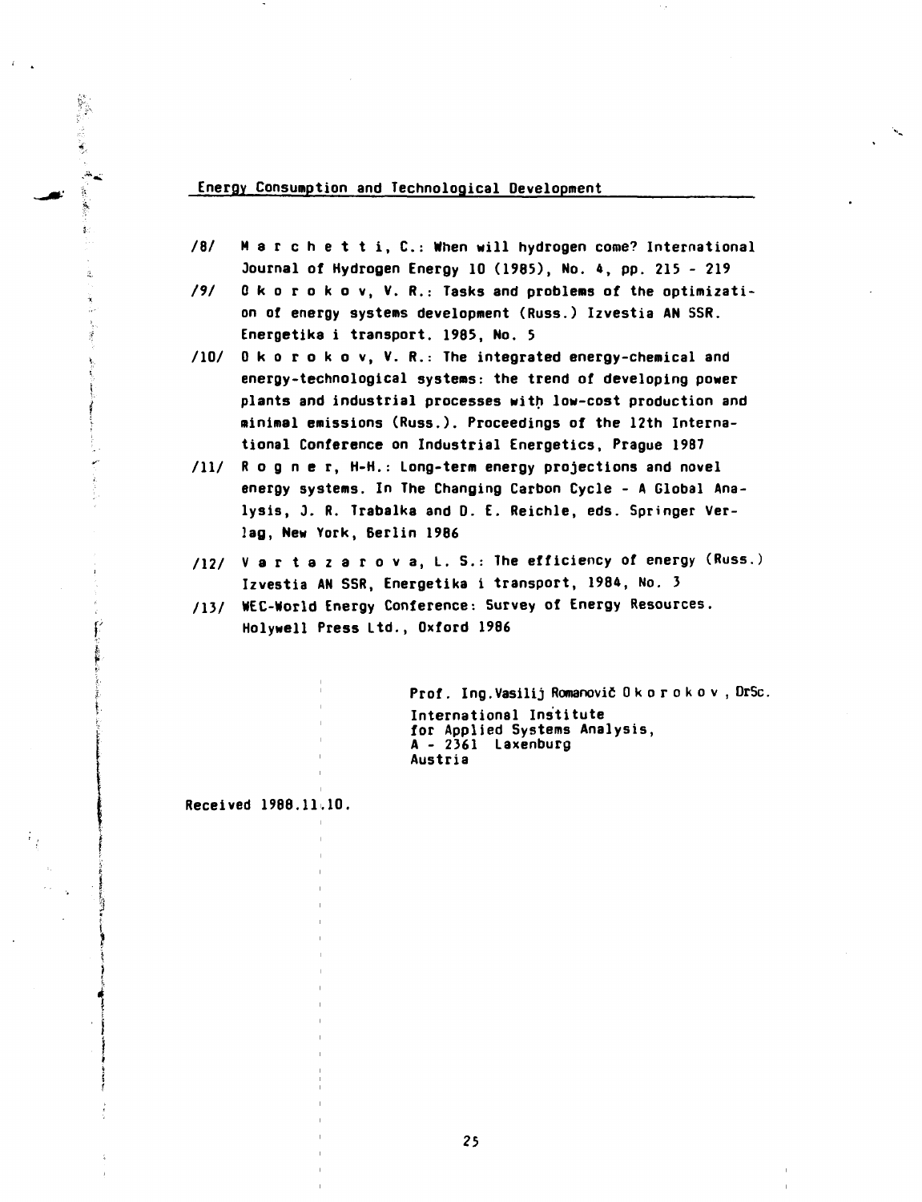/8/ M a r c h e t t i, C.: When will hydrogen come? International Journal of Hydrogen Energy 10 (1985), No. 4, pp. 215 - 219

/9/ O k o r o k o v, V. R.: Tasks and problems of the optimization of energy systems development (Russ.) Izvestia AN SSR. Energetika i transport. 1985, No. 5

/10/ O k o r o k o v, V. R.: The integrated energy-chemical and energy-technological systems: the trend of developing power plants and industrial processes with low-cost production and minimal emissions (Russ.). Proceedings of the 12th International Conference on Industrial Energetics, Prague 1987

/11/ R o g n e r, H-H.: Long-term energy projections and novel energy systems. In The Changing Carbon Cycle - A Global Analysis, J. R. Trabalka and D. E. Reichle, eds. Springer Verlag, New York, Berlin 1986

/12/ V a r t a z a r o v a, L. S.: The efficiency of energy (Russ.) Izvestia AN SSR, Energetika i transport, 1984, No. 3

/13/ WEC-World Energy Conference: Survey of Energy Resources. Holywell Press Ltd., Oxford 1986

Prof. Ing.Vasilij Romanovič O k o r o k o v , DrSc.
International Institute
for Applied Systems Analysis,
A - 2361 Laxenburg
Austria

Received 1988.11.10.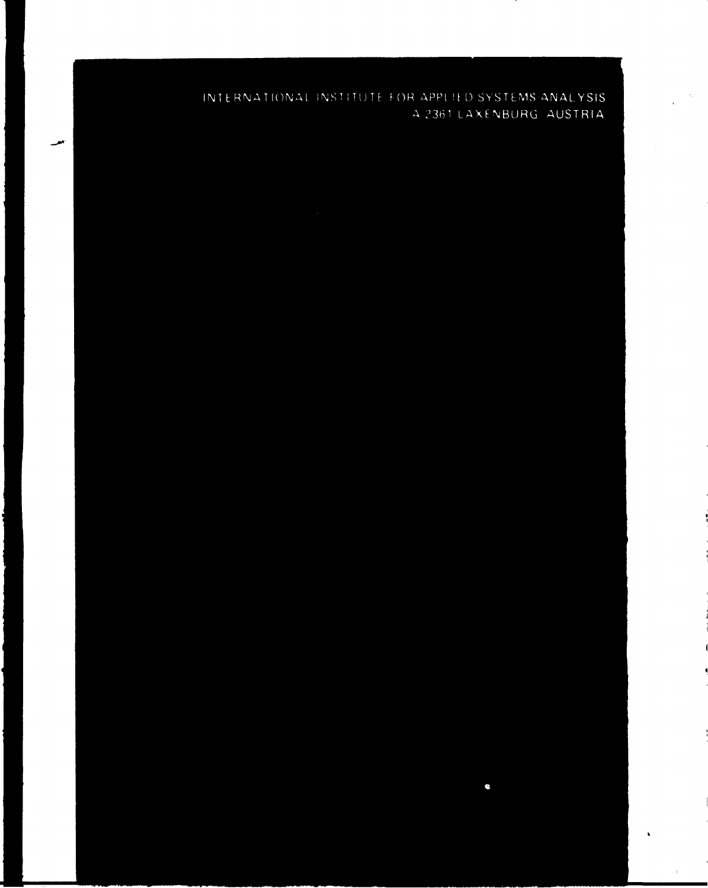INTERNATIONAL INSTITUTE FOR APPLIED SYSTEMS ANALYSIS
A 2361 LAXENBURG AUSTRIA